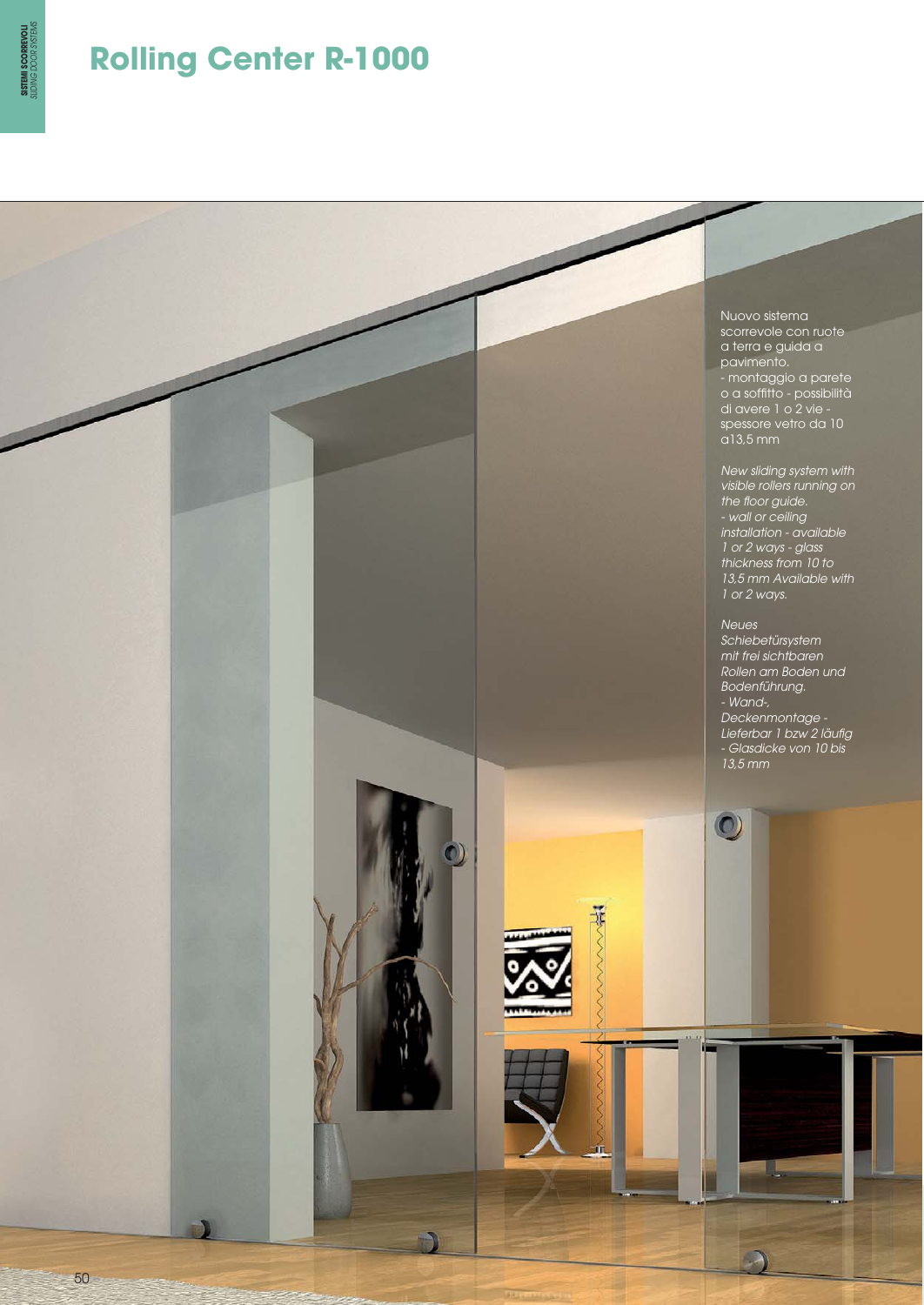# Rolling Center R-1000

Nuovo sistema scorrevole con ruote a terra e guida a pavimento.
- montaggio a parete o a soffitto - possibilità di avere 1 o 2 vie - spessore vetro da 10 a13,5 mm

*New sliding system with visible rollers running on the floor guide.*
*- wall or ceiling installation - available 1 or 2 ways - glass thickness from 10 to 13,5 mm Available with 1 or 2 ways.*

*Neues Schiebetürsystem mit frei sichtbaren Rollen am Boden und Bodenführung.*
*- Wand-, Deckenmontage - Lieferbar 1 bzw 2 läufig - Glasdicke von 10 bis 13,5 mm*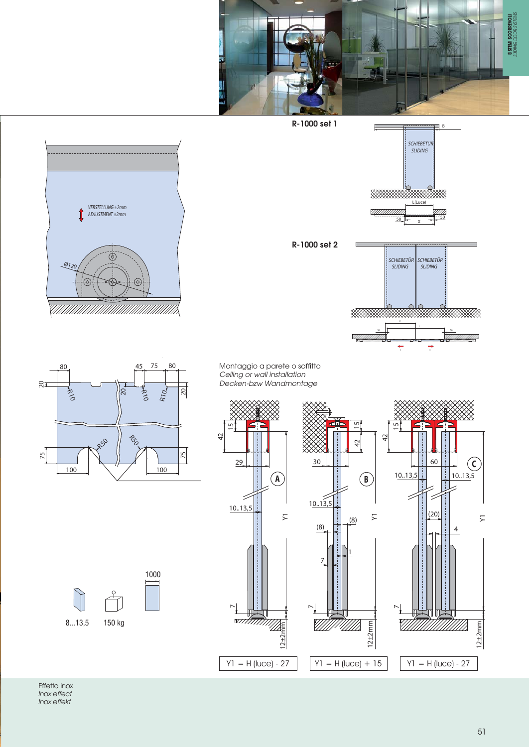## R-1000 set 1

SCHIEBETÜR
SLIDING

L(Luce)

## R-1000 set 2

SCHIEBETÜR
SLIDING

SCHIEBETÜR
SLIDING

VERSTELLUNG ±2mm
ADJUSTMENT ±2mm

Ø120

Montaggio a parete o soffitto
*Ceiling or wall installation*
*Decken-bzw Wandmontage*

A

B

C

Y1 = H (luce) - 27

Y1 = H (luce) + 15

Y1 = H (luce) - 27

8...13,5

150 kg

1000

Effetto inox
*Inox effect*
*Inox effekt*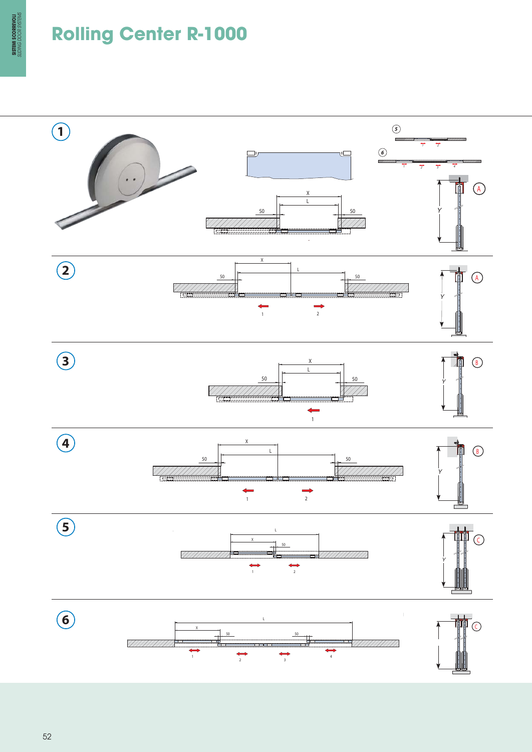# Rolling Center R-1000

1

X
L
50
50

5
6
1 2
1 2 3 4

A
Y

2

X
L
50
50
1
2
A
Y

3

X
L
50
50
1
B
Y

4

X
L
50
50
1
2
B
Y

5

L
X
50
1
2
C
Y

6

L
X
50
50
1
2
3
4
C